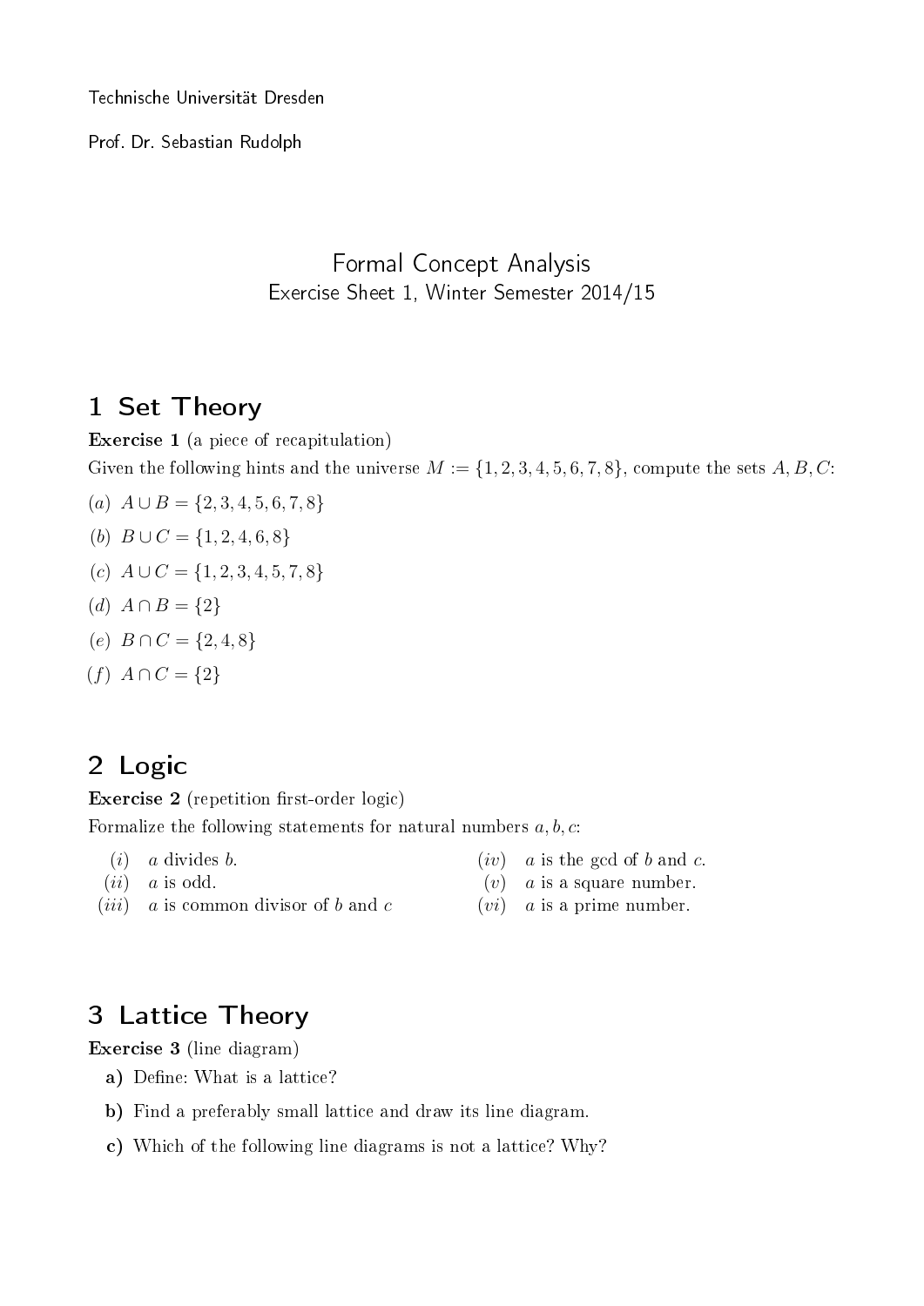Technische Universität Dresden

Prof. Dr. Sebastian Rudolph

# Formal Concept Analysis

Exercise Sheet 1, Winter Semester 2014/15

## 1 Set Theory

**Exercise 1** (a piece of recapitulation)

Given the following hints and the universe $M := \{1, 2, 3, 4, 5, 6, 7, 8\}$, compute the sets $A, B, C$:

$(a)$ $A \cup B = \{2, 3, 4, 5, 6, 7, 8\}$

$(b)$ $B \cup C = \{1, 2, 4, 6, 8\}$

$(c)$ $A \cup C = \{1, 2, 3, 4, 5, 7, 8\}$

$(d)$ $A \cap B = \{2\}$

$(e)$ $B \cap C = \{2, 4, 8\}$

$(f)$ $A \cap C = \{2\}$

## 2 Logic

**Exercise 2** (repetition first-order logic)

Formalize the following statements for natural numbers $a, b, c$:

$(i)$ $a$ divides $b$.

$(ii)$ $a$ is odd.

$(iii)$ $a$ is common divisor of $b$ and $c$

$(iv)$ $a$ is the gcd of $b$ and $c$.

$(v)$ $a$ is a square number.

$(vi)$ $a$ is a prime number.

## 3 Lattice Theory

**Exercise 3** (line diagram)

**a)** Define: What is a lattice?

**b)** Find a preferably small lattice and draw its line diagram.

**c)** Which of the following line diagrams is not a lattice? Why?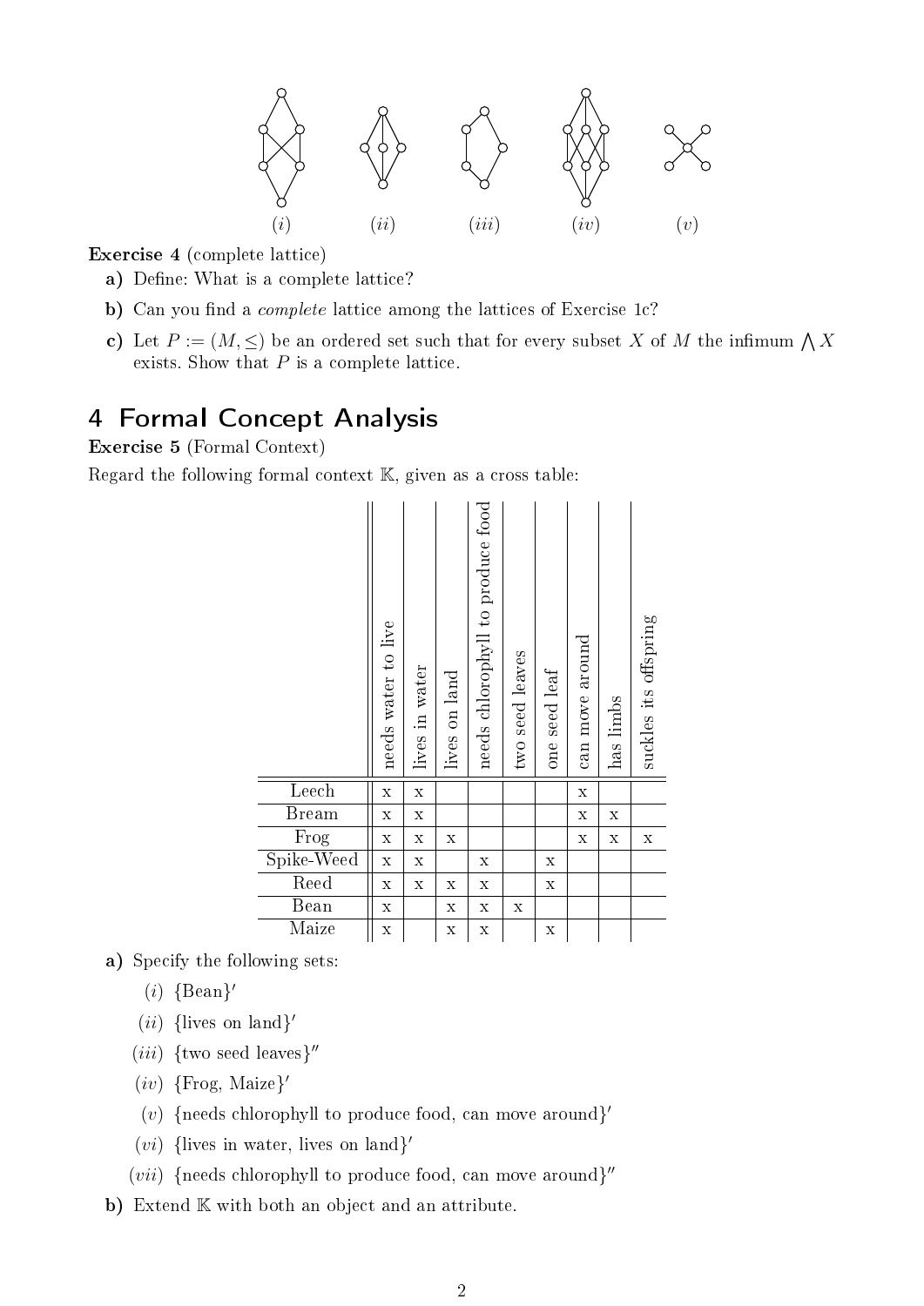(i) (ii) (iii) (iv) (v)

**Exercise 4** (complete lattice)

**a)** Define: What is a complete lattice?

**b)** Can you find a *complete* lattice among the lattices of Exercise 1c?

**c)** Let $P := (M, \leq)$ be an ordered set such that for every subset $X$ of $M$ the infimum $\bigwedge X$ exists. Show that $P$ is a complete lattice.

# 4 Formal Concept Analysis

**Exercise 5** (Formal Context)

Regard the following formal context $\mathbb{K}$, given as a cross table:

| | needs water to live | lives in water | lives on land | needs chlorophyll to produce food | two seed leaves | one seed leaf | can move around | has limbs | suckles its offspring |
|---|---|---|---|---|---|---|---|---|---|
| Leech | x | x | | | | | x | | |
| Bream | x | x | | | | | x | x | |
| Frog | x | x | x | | | | x | x | x |
| Spike-Weed | x | x | | x | | x | | | |
| Reed | x | x | x | x | | x | | | |
| Bean | x | | x | x | x | | | | |
| Maize | x | | x | x | | x | | | |

**a)** Specify the following sets:

(i) {Bean}′

(ii) {lives on land}′

(iii) {two seed leaves}″

(iv) {Frog, Maize}′

(v) {needs chlorophyll to produce food, can move around}′

(vi) {lives in water, lives on land}′

(vii) {needs chlorophyll to produce food, can move around}″

**b)** Extend $\mathbb{K}$ with both an object and an attribute.